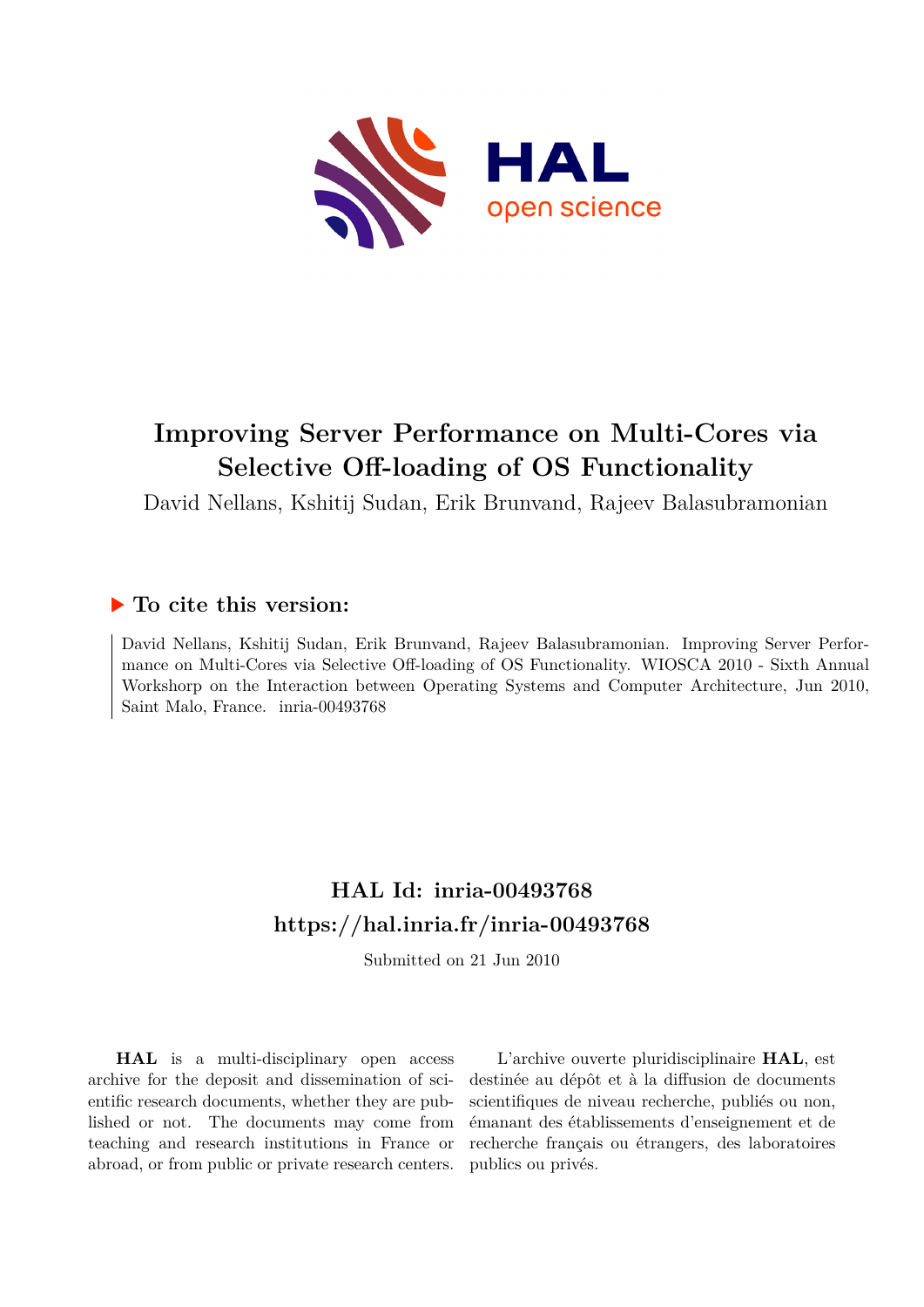HAL open science

# Improving Server Performance on Multi-Cores via Selective Off-loading of OS Functionality

David Nellans, Kshitij Sudan, Erik Brunvand, Rajeev Balasubramonian

## ▶ To cite this version:

David Nellans, Kshitij Sudan, Erik Brunvand, Rajeev Balasubramonian. Improving Server Performance on Multi-Cores via Selective Off-loading of OS Functionality. WIOSCA 2010 - Sixth Annual Workshorp on the Interaction between Operating Systems and Computer Architecture, Jun 2010, Saint Malo, France. inria-00493768

## HAL Id: inria-00493768
## https://hal.inria.fr/inria-00493768

Submitted on 21 Jun 2010

**HAL** is a multi-disciplinary open access archive for the deposit and dissemination of scientific research documents, whether they are published or not. The documents may come from teaching and research institutions in France or abroad, or from public or private research centers.

L'archive ouverte pluridisciplinaire **HAL**, est destinée au dépôt et à la diffusion de documents scientifiques de niveau recherche, publiés ou non, émanant des établissements d'enseignement et de recherche français ou étrangers, des laboratoires publics ou privés.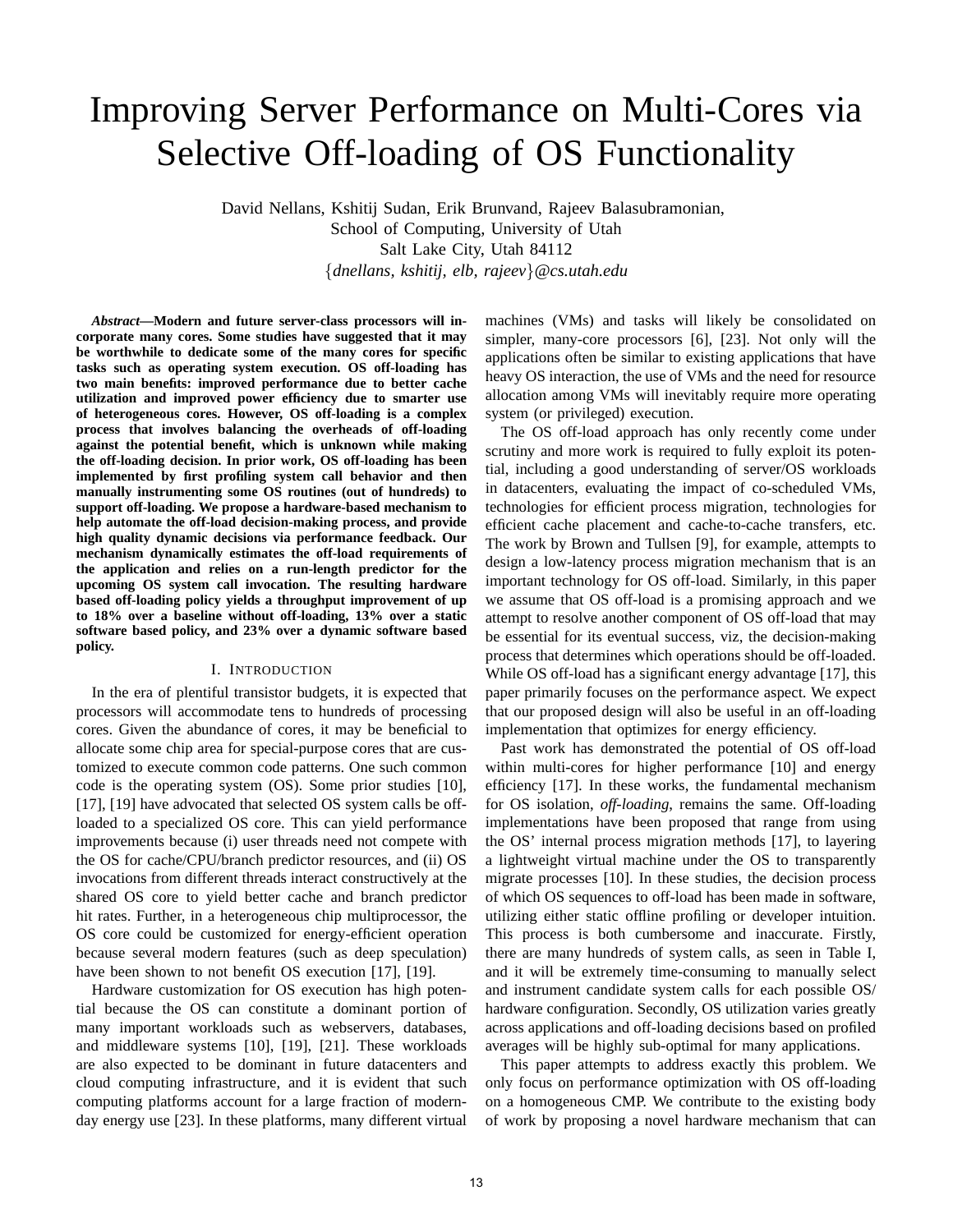# Improving Server Performance on Multi-Cores via Selective Off-loading of OS Functionality

David Nellans, Kshitij Sudan, Erik Brunvand, Rajeev Balasubramonian,
School of Computing, University of Utah
Salt Lake City, Utah 84112
{*dnellans, kshitij, elb, rajeev*}*@cs.utah.edu*

***Abstract*—Modern and future server-class processors will incorporate many cores. Some studies have suggested that it may be worthwhile to dedicate some of the many cores for specific tasks such as operating system execution. OS off-loading has two main benefits: improved performance due to better cache utilization and improved power efficiency due to smarter use of heterogeneous cores. However, OS off-loading is a complex process that involves balancing the overheads of off-loading against the potential benefit, which is unknown while making the off-loading decision. In prior work, OS off-loading has been implemented by first profiling system call behavior and then manually instrumenting some OS routines (out of hundreds) to support off-loading. We propose a hardware-based mechanism to help automate the off-load decision-making process, and provide high quality dynamic decisions via performance feedback. Our mechanism dynamically estimates the off-load requirements of the application and relies on a run-length predictor for the upcoming OS system call invocation. The resulting hardware based off-loading policy yields a throughput improvement of up to 18% over a baseline without off-loading, 13% over a static software based policy, and 23% over a dynamic software based policy.**

## I. Introduction

In the era of plentiful transistor budgets, it is expected that processors will accommodate tens to hundreds of processing cores. Given the abundance of cores, it may be beneficial to allocate some chip area for special-purpose cores that are customized to execute common code patterns. One such common code is the operating system (OS). Some prior studies [10], [17], [19] have advocated that selected OS system calls be off-loaded to a specialized OS core. This can yield performance improvements because (i) user threads need not compete with the OS for cache/CPU/branch predictor resources, and (ii) OS invocations from different threads interact constructively at the shared OS core to yield better cache and branch predictor hit rates. Further, in a heterogeneous chip multiprocessor, the OS core could be customized for energy-efficient operation because several modern features (such as deep speculation) have been shown to not benefit OS execution [17], [19].

Hardware customization for OS execution has high potential because the OS can constitute a dominant portion of many important workloads such as webservers, databases, and middleware systems [10], [19], [21]. These workloads are also expected to be dominant in future datacenters and cloud computing infrastructure, and it is evident that such computing platforms account for a large fraction of modern-day energy use [23]. In these platforms, many different virtual machines (VMs) and tasks will likely be consolidated on simpler, many-core processors [6], [23]. Not only will the applications often be similar to existing applications that have heavy OS interaction, the use of VMs and the need for resource allocation among VMs will inevitably require more operating system (or privileged) execution.

The OS off-load approach has only recently come under scrutiny and more work is required to fully exploit its potential, including a good understanding of server/OS workloads in datacenters, evaluating the impact of co-scheduled VMs, technologies for efficient process migration, technologies for efficient cache placement and cache-to-cache transfers, etc. The work by Brown and Tullsen [9], for example, attempts to design a low-latency process migration mechanism that is an important technology for OS off-load. Similarly, in this paper we assume that OS off-load is a promising approach and we attempt to resolve another component of OS off-load that may be essential for its eventual success, viz, the decision-making process that determines which operations should be off-loaded. While OS off-load has a significant energy advantage [17], this paper primarily focuses on the performance aspect. We expect that our proposed design will also be useful in an off-loading implementation that optimizes for energy efficiency.

Past work has demonstrated the potential of OS off-load within multi-cores for higher performance [10] and energy efficiency [17]. In these works, the fundamental mechanism for OS isolation, *off-loading*, remains the same. Off-loading implementations have been proposed that range from using the OS' internal process migration methods [17], to layering a lightweight virtual machine under the OS to transparently migrate processes [10]. In these studies, the decision process of which OS sequences to off-load has been made in software, utilizing either static offline profiling or developer intuition. This process is both cumbersome and inaccurate. Firstly, there are many hundreds of system calls, as seen in Table I, and it will be extremely time-consuming to manually select and instrument candidate system calls for each possible OS/ hardware configuration. Secondly, OS utilization varies greatly across applications and off-loading decisions based on profiled averages will be highly sub-optimal for many applications.

This paper attempts to address exactly this problem. We only focus on performance optimization with OS off-loading on a homogeneous CMP. We contribute to the existing body of work by proposing a novel hardware mechanism that can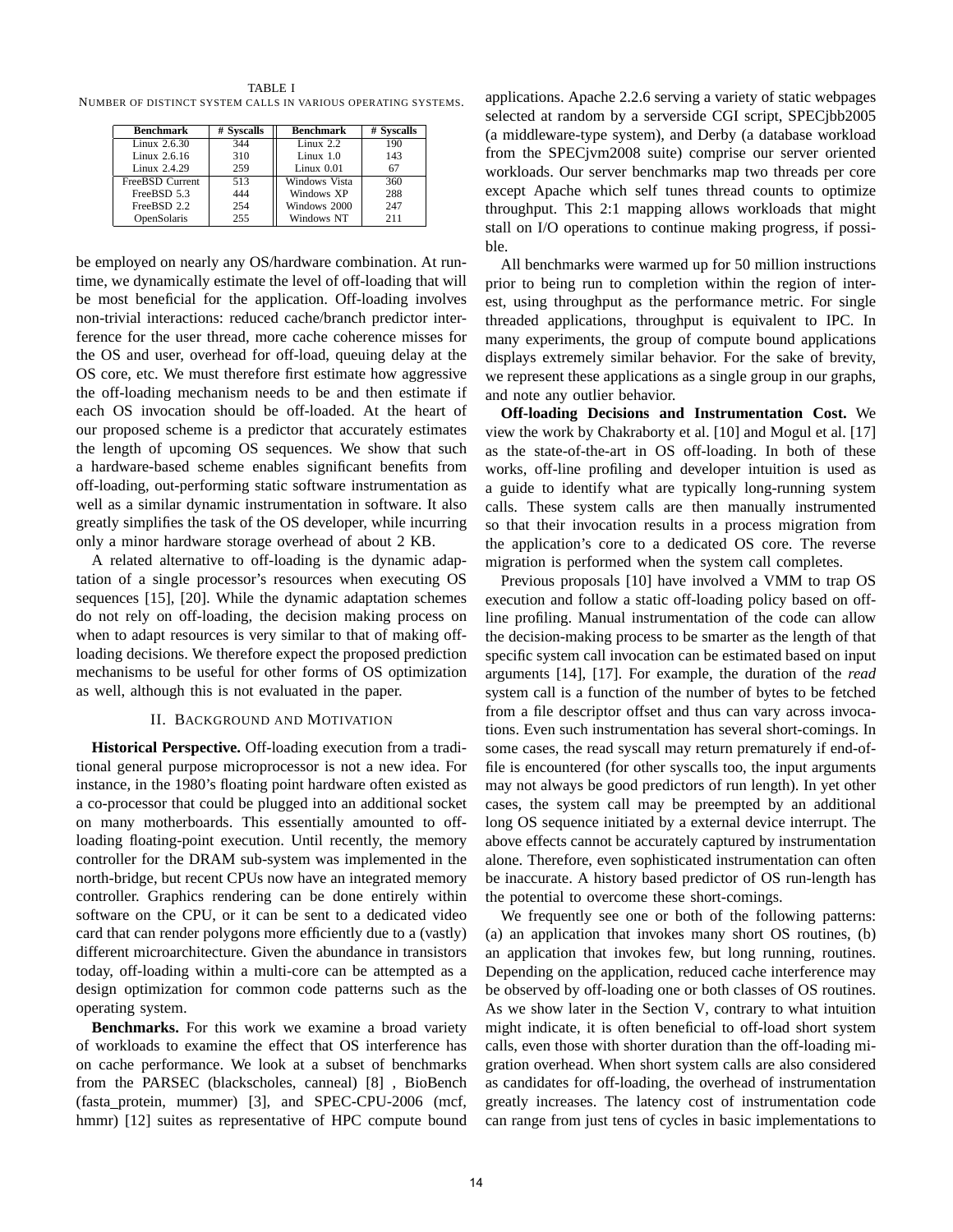TABLE I
NUMBER OF DISTINCT SYSTEM CALLS IN VARIOUS OPERATING SYSTEMS.

| Benchmark | # Syscalls | Benchmark | # Syscalls |
|---|---|---|---|
| Linux 2.6.30 | 344 | Linux 2.2 | 190 |
| Linux 2.6.16 | 310 | Linux 1.0 | 143 |
| Linux 2.4.29 | 259 | Linux 0.01 | 67 |
| FreeBSD Current | 513 | Windows Vista | 360 |
| FreeBSD 5.3 | 444 | Windows XP | 288 |
| FreeBSD 2.2 | 254 | Windows 2000 | 247 |
| OpenSolaris | 255 | Windows NT | 211 |

be employed on nearly any OS/hardware combination. At runtime, we dynamically estimate the level of off-loading that will be most beneficial for the application. Off-loading involves non-trivial interactions: reduced cache/branch predictor interference for the user thread, more cache coherence misses for the OS and user, overhead for off-load, queuing delay at the OS core, etc. We must therefore first estimate how aggressive the off-loading mechanism needs to be and then estimate if each OS invocation should be off-loaded. At the heart of our proposed scheme is a predictor that accurately estimates the length of upcoming OS sequences. We show that such a hardware-based scheme enables significant benefits from off-loading, out-performing static software instrumentation as well as a similar dynamic instrumentation in software. It also greatly simplifies the task of the OS developer, while incurring only a minor hardware storage overhead of about 2 KB.

A related alternative to off-loading is the dynamic adaptation of a single processor's resources when executing OS sequences [15], [20]. While the dynamic adaptation schemes do not rely on off-loading, the decision making process on when to adapt resources is very similar to that of making off-loading decisions. We therefore expect the proposed prediction mechanisms to be useful for other forms of OS optimization as well, although this is not evaluated in the paper.

## II. BACKGROUND AND MOTIVATION

**Historical Perspective.** Off-loading execution from a traditional general purpose microprocessor is not a new idea. For instance, in the 1980's floating point hardware often existed as a co-processor that could be plugged into an additional socket on many motherboards. This essentially amounted to off-loading floating-point execution. Until recently, the memory controller for the DRAM sub-system was implemented in the north-bridge, but recent CPUs now have an integrated memory controller. Graphics rendering can be done entirely within software on the CPU, or it can be sent to a dedicated video card that can render polygons more efficiently due to a (vastly) different microarchitecture. Given the abundance in transistors today, off-loading within a multi-core can be attempted as a design optimization for common code patterns such as the operating system.

**Benchmarks.** For this work we examine a broad variety of workloads to examine the effect that OS interference has on cache performance. We look at a subset of benchmarks from the PARSEC (blackscholes, canneal) [8] , BioBench (fasta_protein, mummer) [3], and SPEC-CPU-2006 (mcf, hmmr) [12] suites as representative of HPC compute bound applications. Apache 2.2.6 serving a variety of static webpages selected at random by a serverside CGI script, SPECjbb2005 (a middleware-type system), and Derby (a database workload from the SPECjvm2008 suite) comprise our server oriented workloads. Our server benchmarks map two threads per core except Apache which self tunes thread counts to optimize throughput. This 2:1 mapping allows workloads that might stall on I/O operations to continue making progress, if possible.

All benchmarks were warmed up for 50 million instructions prior to being run to completion within the region of interest, using throughput as the performance metric. For single threaded applications, throughput is equivalent to IPC. In many experiments, the group of compute bound applications displays extremely similar behavior. For the sake of brevity, we represent these applications as a single group in our graphs, and note any outlier behavior.

**Off-loading Decisions and Instrumentation Cost.** We view the work by Chakraborty et al. [10] and Mogul et al. [17] as the state-of-the-art in OS off-loading. In both of these works, off-line profiling and developer intuition is used as a guide to identify what are typically long-running system calls. These system calls are then manually instrumented so that their invocation results in a process migration from the application's core to a dedicated OS core. The reverse migration is performed when the system call completes.

Previous proposals [10] have involved a VMM to trap OS execution and follow a static off-loading policy based on off-line profiling. Manual instrumentation of the code can allow the decision-making process to be smarter as the length of that specific system call invocation can be estimated based on input arguments [14], [17]. For example, the duration of the *read* system call is a function of the number of bytes to be fetched from a file descriptor offset and thus can vary across invocations. Even such instrumentation has several short-comings. In some cases, the read syscall may return prematurely if end-of-file is encountered (for other syscalls too, the input arguments may not always be good predictors of run length). In yet other cases, the system call may be preempted by an additional long OS sequence initiated by a external device interrupt. The above effects cannot be accurately captured by instrumentation alone. Therefore, even sophisticated instrumentation can often be inaccurate. A history based predictor of OS run-length has the potential to overcome these short-comings.

We frequently see one or both of the following patterns: (a) an application that invokes many short OS routines, (b) an application that invokes few, but long running, routines. Depending on the application, reduced cache interference may be observed by off-loading one or both classes of OS routines. As we show later in the Section V, contrary to what intuition might indicate, it is often beneficial to off-load short system calls, even those with shorter duration than the off-loading migration overhead. When short system calls are also considered as candidates for off-loading, the overhead of instrumentation greatly increases. The latency cost of instrumentation code can range from just tens of cycles in basic implementations to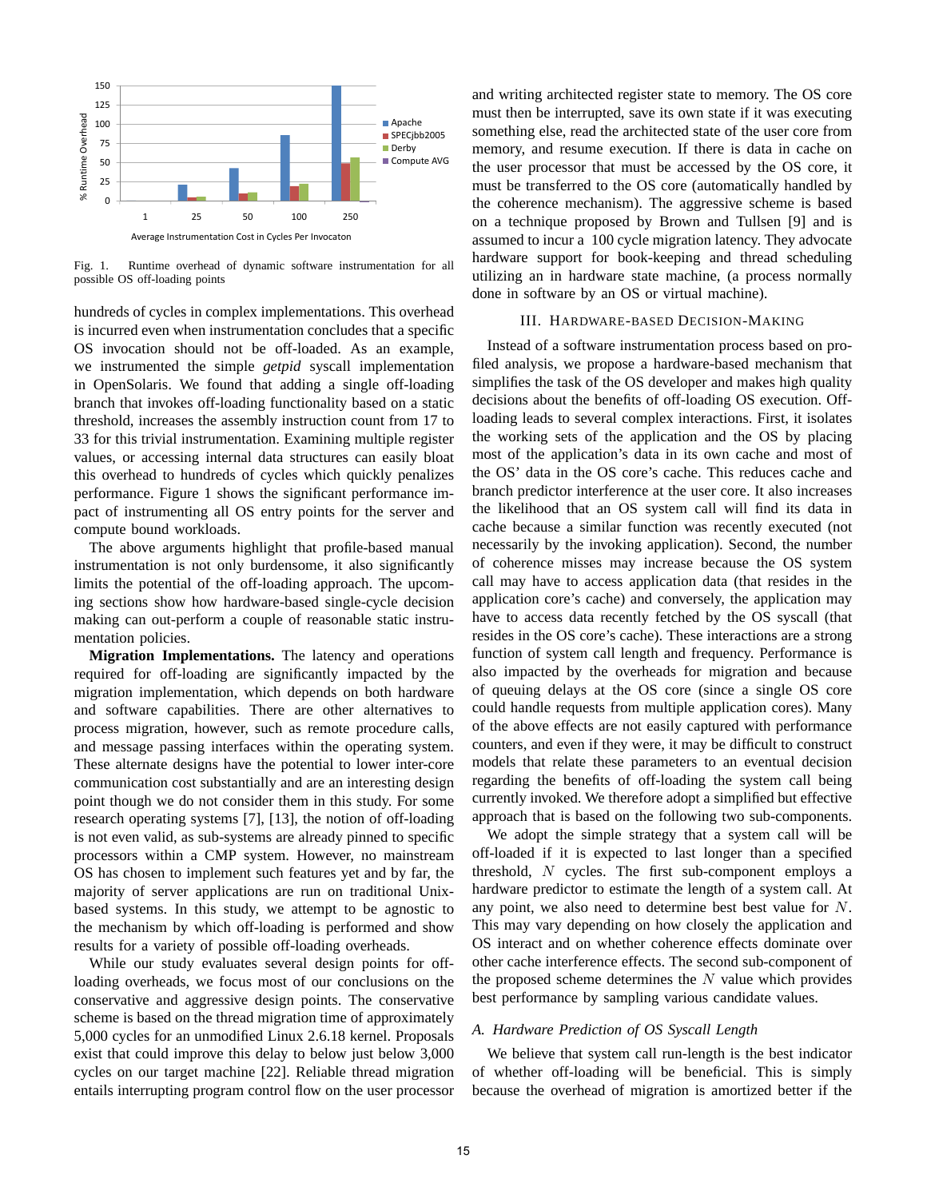150
125
100
75
50
25
0
% Runtime Overhead
1
25
50
100
250
Average Instrumentation Cost in Cycles Per Invocaton
Apache
SPECjbb2005
Derby
Compute AVG

Fig. 1. Runtime overhead of dynamic software instrumentation for all possible OS off-loading points

hundreds of cycles in complex implementations. This overhead is incurred even when instrumentation concludes that a specific OS invocation should not be off-loaded. As an example, we instrumented the simple *getpid* syscall implementation in OpenSolaris. We found that adding a single off-loading branch that invokes off-loading functionality based on a static threshold, increases the assembly instruction count from 17 to 33 for this trivial instrumentation. Examining multiple register values, or accessing internal data structures can easily bloat this overhead to hundreds of cycles which quickly penalizes performance. Figure 1 shows the significant performance impact of instrumenting all OS entry points for the server and compute bound workloads.

The above arguments highlight that profile-based manual instrumentation is not only burdensome, it also significantly limits the potential of the off-loading approach. The upcoming sections show how hardware-based single-cycle decision making can out-perform a couple of reasonable static instrumentation policies.

**Migration Implementations.** The latency and operations required for off-loading are significantly impacted by the migration implementation, which depends on both hardware and software capabilities. There are other alternatives to process migration, however, such as remote procedure calls, and message passing interfaces within the operating system. These alternate designs have the potential to lower inter-core communication cost substantially and are an interesting design point though we do not consider them in this study. For some research operating systems [7], [13], the notion of off-loading is not even valid, as sub-systems are already pinned to specific processors within a CMP system. However, no mainstream OS has chosen to implement such features yet and by far, the majority of server applications are run on traditional Unix-based systems. In this study, we attempt to be agnostic to the mechanism by which off-loading is performed and show results for a variety of possible off-loading overheads.

While our study evaluates several design points for off-loading overheads, we focus most of our conclusions on the conservative and aggressive design points. The conservative scheme is based on the thread migration time of approximately 5,000 cycles for an unmodified Linux 2.6.18 kernel. Proposals exist that could improve this delay to below just below 3,000 cycles on our target machine [22]. Reliable thread migration entails interrupting program control flow on the user processor and writing architected register state to memory. The OS core must then be interrupted, save its own state if it was executing something else, read the architected state of the user core from memory, and resume execution. If there is data in cache on the user processor that must be accessed by the OS core, it must be transferred to the OS core (automatically handled by the coherence mechanism). The aggressive scheme is based on a technique proposed by Brown and Tullsen [9] and is assumed to incur a 100 cycle migration latency. They advocate hardware support for book-keeping and thread scheduling utilizing an in hardware state machine, (a process normally done in software by an OS or virtual machine).

## III. Hardware-based Decision-Making

Instead of a software instrumentation process based on profiled analysis, we propose a hardware-based mechanism that simplifies the task of the OS developer and makes high quality decisions about the benefits of off-loading OS execution. Off-loading leads to several complex interactions. First, it isolates the working sets of the application and the OS by placing most of the application's data in its own cache and most of the OS' data in the OS core's cache. This reduces cache and branch predictor interference at the user core. It also increases the likelihood that an OS system call will find its data in cache because a similar function was recently executed (not necessarily by the invoking application). Second, the number of coherence misses may increase because the OS system call may have to access application data (that resides in the application core's cache) and conversely, the application may have to access data recently fetched by the OS syscall (that resides in the OS core's cache). These interactions are a strong function of system call length and frequency. Performance is also impacted by the overheads for migration and because of queuing delays at the OS core (since a single OS core could handle requests from multiple application cores). Many of the above effects are not easily captured with performance counters, and even if they were, it may be difficult to construct models that relate these parameters to an eventual decision regarding the benefits of off-loading the system call being currently invoked. We therefore adopt a simplified but effective approach that is based on the following two sub-components.

We adopt the simple strategy that a system call will be off-loaded if it is expected to last longer than a specified threshold, $N$ cycles. The first sub-component employs a hardware predictor to estimate the length of a system call. At any point, we also need to determine best best value for $N$. This may vary depending on how closely the application and OS interact and on whether coherence effects dominate over other cache interference effects. The second sub-component of the proposed scheme determines the $N$ value which provides best performance by sampling various candidate values.

### A. Hardware Prediction of OS Syscall Length

We believe that system call run-length is the best indicator of whether off-loading will be beneficial. This is simply because the overhead of migration is amortized better if the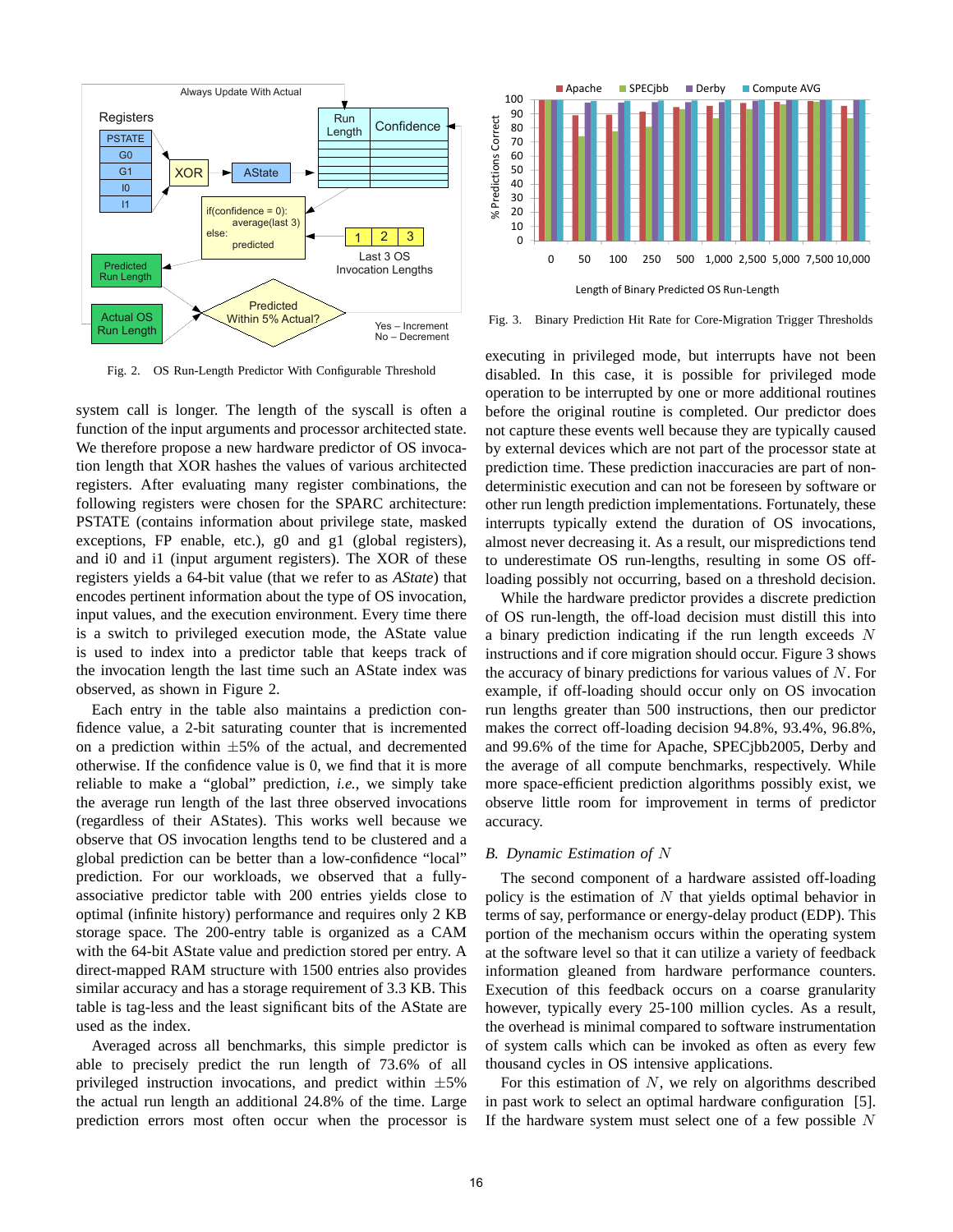Fig. 2. OS Run-Length Predictor With Configurable Threshold

Fig. 3. Binary Prediction Hit Rate for Core-Migration Trigger Thresholds

system call is longer. The length of the syscall is often a function of the input arguments and processor architected state. We therefore propose a new hardware predictor of OS invocation length that XOR hashes the values of various architected registers. After evaluating many register combinations, the following registers were chosen for the SPARC architecture: PSTATE (contains information about privilege state, masked exceptions, FP enable, etc.), g0 and g1 (global registers), and i0 and i1 (input argument registers). The XOR of these registers yields a 64-bit value (that we refer to as *AState*) that encodes pertinent information about the type of OS invocation, input values, and the execution environment. Every time there is a switch to privileged execution mode, the AState value is used to index into a predictor table that keeps track of the invocation length the last time such an AState index was observed, as shown in Figure 2.

Each entry in the table also maintains a prediction confidence value, a 2-bit saturating counter that is incremented on a prediction within $\pm 5\%$ of the actual, and decremented otherwise. If the confidence value is 0, we find that it is more reliable to make a "global" prediction, *i.e.*, we simply take the average run length of the last three observed invocations (regardless of their AStates). This works well because we observe that OS invocation lengths tend to be clustered and a global prediction can be better than a low-confidence "local" prediction. For our workloads, we observed that a fully-associative predictor table with 200 entries yields close to optimal (infinite history) performance and requires only 2 KB storage space. The 200-entry table is organized as a CAM with the 64-bit AState value and prediction stored per entry. A direct-mapped RAM structure with 1500 entries also provides similar accuracy and has a storage requirement of 3.3 KB. This table is tag-less and the least significant bits of the AState are used as the index.

Averaged across all benchmarks, this simple predictor is able to precisely predict the run length of 73.6% of all privileged instruction invocations, and predict within $\pm 5\%$ the actual run length an additional 24.8% of the time. Large prediction errors most often occur when the processor is executing in privileged mode, but interrupts have not been disabled. In this case, it is possible for privileged mode operation to be interrupted by one or more additional routines before the original routine is completed. Our predictor does not capture these events well because they are typically caused by external devices which are not part of the processor state at prediction time. These prediction inaccuracies are part of non-deterministic execution and can not be foreseen by software or other run length prediction implementations. Fortunately, these interrupts typically extend the duration of OS invocations, almost never decreasing it. As a result, our mispredictions tend to underestimate OS run-lengths, resulting in some OS off-loading possibly not occurring, based on a threshold decision.

While the hardware predictor provides a discrete prediction of OS run-length, the off-load decision must distill this into a binary prediction indicating if the run length exceeds $N$ instructions and if core migration should occur. Figure 3 shows the accuracy of binary predictions for various values of $N$. For example, if off-loading should occur only on OS invocation run lengths greater than 500 instructions, then our predictor makes the correct off-loading decision 94.8%, 93.4%, 96.8%, and 99.6% of the time for Apache, SPECjbb2005, Derby and the average of all compute benchmarks, respectively. While more space-efficient prediction algorithms possibly exist, we observe little room for improvement in terms of predictor accuracy.

### B. Dynamic Estimation of $N$

The second component of a hardware assisted off-loading policy is the estimation of $N$ that yields optimal behavior in terms of say, performance or energy-delay product (EDP). This portion of the mechanism occurs within the operating system at the software level so that it can utilize a variety of feedback information gleaned from hardware performance counters. Execution of this feedback occurs on a coarse granularity however, typically every 25-100 million cycles. As a result, the overhead is minimal compared to software instrumentation of system calls which can be invoked as often as every few thousand cycles in OS intensive applications.

For this estimation of $N$, we rely on algorithms described in past work to select an optimal hardware configuration [5]. If the hardware system must select one of a few possible $N$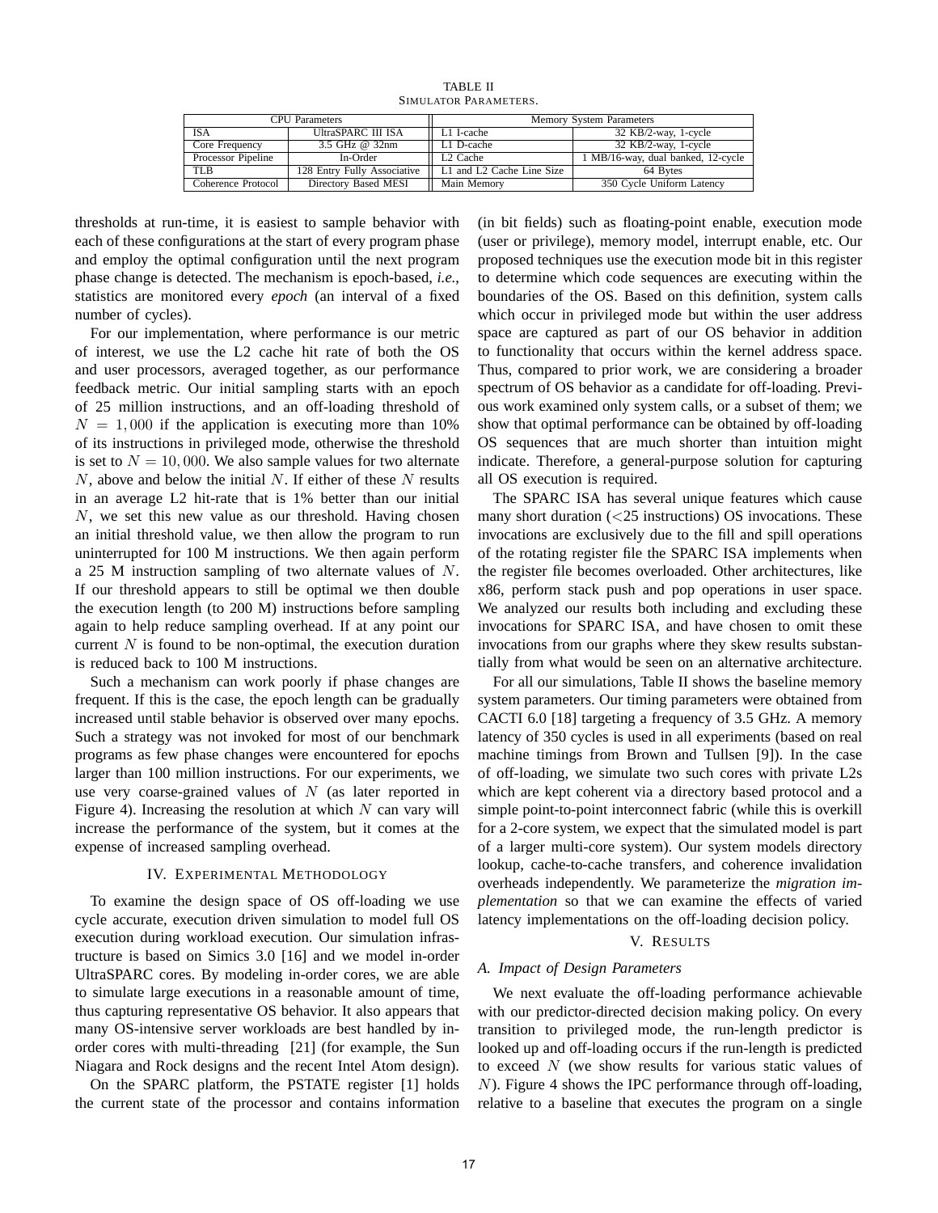TABLE II
SIMULATOR PARAMETERS.

| CPU Parameters | | Memory System Parameters | |
|---|---|---|---|
| ISA | UltraSPARC III ISA | L1 I-cache | 32 KB/2-way, 1-cycle |
| Core Frequency | 3.5 GHz @ 32nm | L1 D-cache | 32 KB/2-way, 1-cycle |
| Processor Pipeline | In-Order | L2 Cache | 1 MB/16-way, dual banked, 12-cycle |
| TLB | 128 Entry Fully Associative | L1 and L2 Cache Line Size | 64 Bytes |
| Coherence Protocol | Directory Based MESI | Main Memory | 350 Cycle Uniform Latency |

thresholds at run-time, it is easiest to sample behavior with each of these configurations at the start of every program phase and employ the optimal configuration until the next program phase change is detected. The mechanism is epoch-based, *i.e.*, statistics are monitored every *epoch* (an interval of a fixed number of cycles).

For our implementation, where performance is our metric of interest, we use the L2 cache hit rate of both the OS and user processors, averaged together, as our performance feedback metric. Our initial sampling starts with an epoch of 25 million instructions, and an off-loading threshold of $N = 1,000$ if the application is executing more than 10% of its instructions in privileged mode, otherwise the threshold is set to $N = 10,000$. We also sample values for two alternate $N$, above and below the initial $N$. If either of these $N$ results in an average L2 hit-rate that is 1% better than our initial $N$, we set this new value as our threshold. Having chosen an initial threshold value, we then allow the program to run uninterrupted for 100 M instructions. We then again perform a 25 M instruction sampling of two alternate values of $N$. If our threshold appears to still be optimal we then double the execution length (to 200 M) instructions before sampling again to help reduce sampling overhead. If at any point our current $N$ is found to be non-optimal, the execution duration is reduced back to 100 M instructions.

Such a mechanism can work poorly if phase changes are frequent. If this is the case, the epoch length can be gradually increased until stable behavior is observed over many epochs. Such a strategy was not invoked for most of our benchmark programs as few phase changes were encountered for epochs larger than 100 million instructions. For our experiments, we use very coarse-grained values of $N$ (as later reported in Figure 4). Increasing the resolution at which $N$ can vary will increase the performance of the system, but it comes at the expense of increased sampling overhead.

## IV. EXPERIMENTAL METHODOLOGY

To examine the design space of OS off-loading we use cycle accurate, execution driven simulation to model full OS execution during workload execution. Our simulation infrastructure is based on Simics 3.0 [16] and we model in-order UltraSPARC cores. By modeling in-order cores, we are able to simulate large executions in a reasonable amount of time, thus capturing representative OS behavior. It also appears that many OS-intensive server workloads are best handled by in-order cores with multi-threading [21] (for example, the Sun Niagara and Rock designs and the recent Intel Atom design).

On the SPARC platform, the PSTATE register [1] holds the current state of the processor and contains information (in bit fields) such as floating-point enable, execution mode (user or privilege), memory model, interrupt enable, etc. Our proposed techniques use the execution mode bit in this register to determine which code sequences are executing within the boundaries of the OS. Based on this definition, system calls which occur in privileged mode but within the user address space are captured as part of our OS behavior in addition to functionality that occurs within the kernel address space. Thus, compared to prior work, we are considering a broader spectrum of OS behavior as a candidate for off-loading. Previous work examined only system calls, or a subset of them; we show that optimal performance can be obtained by off-loading OS sequences that are much shorter than intuition might indicate. Therefore, a general-purpose solution for capturing all OS execution is required.

The SPARC ISA has several unique features which cause many short duration (<25 instructions) OS invocations. These invocations are exclusively due to the fill and spill operations of the rotating register file the SPARC ISA implements when the register file becomes overloaded. Other architectures, like x86, perform stack push and pop operations in user space. We analyzed our results both including and excluding these invocations for SPARC ISA, and have chosen to omit these invocations from our graphs where they skew results substantially from what would be seen on an alternative architecture.

For all our simulations, Table II shows the baseline memory system parameters. Our timing parameters were obtained from CACTI 6.0 [18] targeting a frequency of 3.5 GHz. A memory latency of 350 cycles is used in all experiments (based on real machine timings from Brown and Tullsen [9]). In the case of off-loading, we simulate two such cores with private L2s which are kept coherent via a directory based protocol and a simple point-to-point interconnect fabric (while this is overkill for a 2-core system, we expect that the simulated model is part of a larger multi-core system). Our system models directory lookup, cache-to-cache transfers, and coherence invalidation overheads independently. We parameterize the *migration implementation* so that we can examine the effects of varied latency implementations on the off-loading decision policy.

## V. RESULTS

### A. Impact of Design Parameters

We next evaluate the off-loading performance achievable with our predictor-directed decision making policy. On every transition to privileged mode, the run-length predictor is looked up and off-loading occurs if the run-length is predicted to exceed $N$ (we show results for various static values of $N$). Figure 4 shows the IPC performance through off-loading, relative to a baseline that executes the program on a single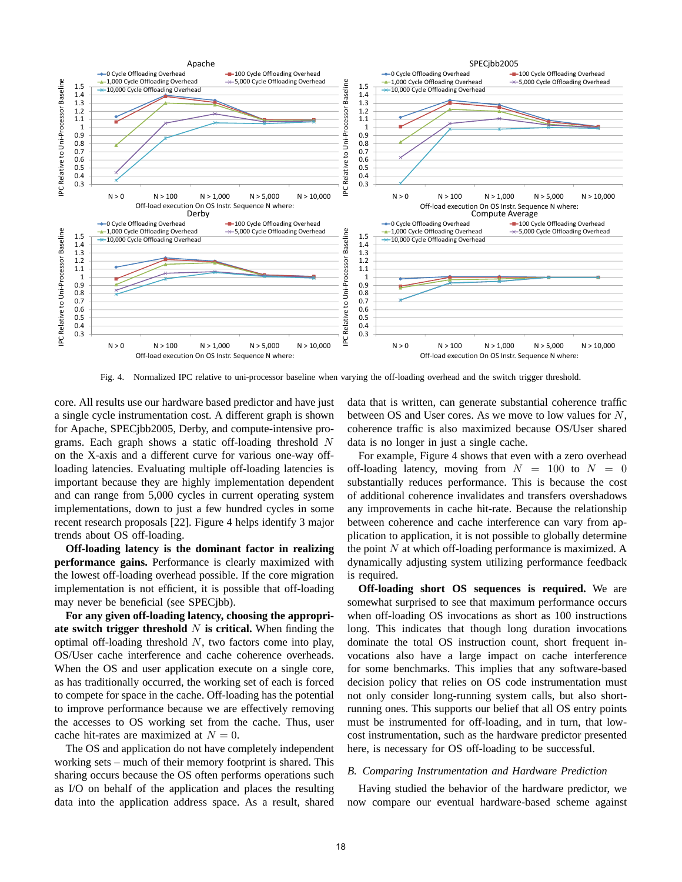Fig. 4. Normalized IPC relative to uni-processor baseline when varying the off-loading overhead and the switch trigger threshold.

core. All results use our hardware based predictor and have just a single cycle instrumentation cost. A different graph is shown for Apache, SPECjbb2005, Derby, and compute-intensive programs. Each graph shows a static off-loading threshold $N$ on the X-axis and a different curve for various one-way off-loading latencies. Evaluating multiple off-loading latencies is important because they are highly implementation dependent and can range from 5,000 cycles in current operating system implementations, down to just a few hundred cycles in some recent research proposals [22]. Figure 4 helps identify 3 major trends about OS off-loading.

**Off-loading latency is the dominant factor in realizing performance gains.** Performance is clearly maximized with the lowest off-loading overhead possible. If the core migration implementation is not efficient, it is possible that off-loading may never be beneficial (see SPECjbb).

**For any given off-loading latency, choosing the appropriate switch trigger threshold $N$ is critical.** When finding the optimal off-loading threshold $N$, two factors come into play, OS/User cache interference and cache coherence overheads. When the OS and user application execute on a single core, as has traditionally occurred, the working set of each is forced to compete for space in the cache. Off-loading has the potential to improve performance because we are effectively removing the accesses to OS working set from the cache. Thus, user cache hit-rates are maximized at $N = 0$.

The OS and application do not have completely independent working sets – much of their memory footprint is shared. This sharing occurs because the OS often performs operations such as I/O on behalf of the application and places the resulting data into the application address space. As a result, shared data that is written, can generate substantial coherence traffic between OS and User cores. As we move to low values for $N$, coherence traffic is also maximized because OS/User shared data is no longer in just a single cache.

For example, Figure 4 shows that even with a zero overhead off-loading latency, moving from $N = 100$ to $N = 0$ substantially reduces performance. This is because the cost of additional coherence invalidates and transfers overshadows any improvements in cache hit-rate. Because the relationship between coherence and cache interference can vary from application to application, it is not possible to globally determine the point $N$ at which off-loading performance is maximized. A dynamically adjusting system utilizing performance feedback is required.

**Off-loading short OS sequences is required.** We are somewhat surprised to see that maximum performance occurs when off-loading OS invocations as short as 100 instructions long. This indicates that though long duration invocations dominate the total OS instruction count, short frequent invocations also have a large impact on cache interference for some benchmarks. This implies that any software-based decision policy that relies on OS code instrumentation must not only consider long-running system calls, but also short-running ones. This supports our belief that all OS entry points must be instrumented for off-loading, and in turn, that low-cost instrumentation, such as the hardware predictor presented here, is necessary for OS off-loading to be successful.

### *B. Comparing Instrumentation and Hardware Prediction*

Having studied the behavior of the hardware predictor, we now compare our eventual hardware-based scheme against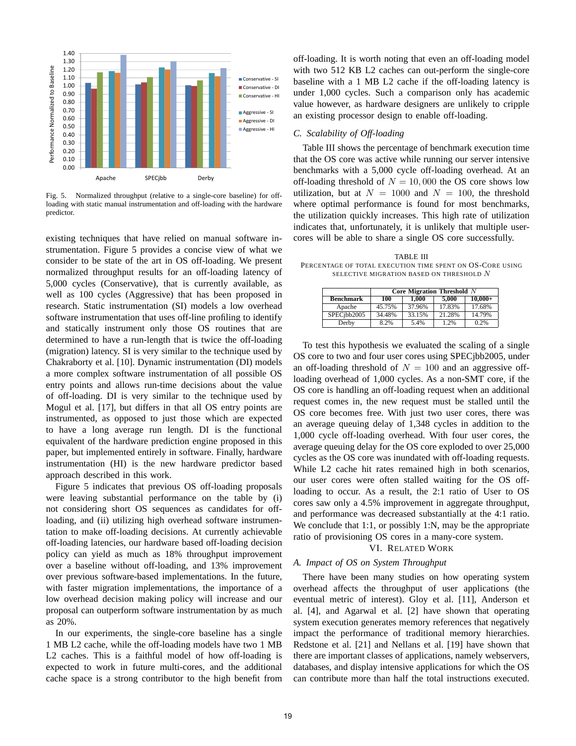Fig. 5. Normalized throughput (relative to a single-core baseline) for off-loading with static manual instrumentation and off-loading with the hardware predictor.

existing techniques that have relied on manual software instrumentation. Figure 5 provides a concise view of what we consider to be state of the art in OS off-loading. We present normalized throughput results for an off-loading latency of 5,000 cycles (Conservative), that is currently available, as well as 100 cycles (Aggressive) that has been proposed in research. Static instrumentation (SI) models a low overhead software instrumentation that uses off-line profiling to identify and statically instrument only those OS routines that are determined to have a run-length that is twice the off-loading (migration) latency. SI is very similar to the technique used by Chakraborty et al. [10]. Dynamic instrumentation (DI) models a more complex software instrumentation of all possible OS entry points and allows run-time decisions about the value of off-loading. DI is very similar to the technique used by Mogul et al. [17], but differs in that all OS entry points are instrumented, as opposed to just those which are expected to have a long average run length. DI is the functional equivalent of the hardware prediction engine proposed in this paper, but implemented entirely in software. Finally, hardware instrumentation (HI) is the new hardware predictor based approach described in this work.

Figure 5 indicates that previous OS off-loading proposals were leaving substantial performance on the table by (i) not considering short OS sequences as candidates for off-loading, and (ii) utilizing high overhead software instrumentation to make off-loading decisions. At currently achievable off-loading latencies, our hardware based off-loading decision policy can yield as much as 18% throughput improvement over a baseline without off-loading, and 13% improvement over previous software-based implementations. In the future, with faster migration implementations, the importance of a low overhead decision making policy will increase and our proposal can outperform software instrumentation by as much as 20%.

In our experiments, the single-core baseline has a single 1 MB L2 cache, while the off-loading models have two 1 MB L2 caches. This is a faithful model of how off-loading is expected to work in future multi-cores, and the additional cache space is a strong contributor to the high benefit from off-loading. It is worth noting that even an off-loading model with two 512 KB L2 caches can out-perform the single-core baseline with a 1 MB L2 cache if the off-loading latency is under 1,000 cycles. Such a comparison only has academic value however, as hardware designers are unlikely to cripple an existing processor design to enable off-loading.

### C. Scalability of Off-loading

Table III shows the percentage of benchmark execution time that the OS core was active while running our server intensive benchmarks with a 5,000 cycle off-loading overhead. At an off-loading threshold of $N = 10,000$ the OS core shows low utilization, but at $N = 1000$ and $N = 100$, the threshold where optimal performance is found for most benchmarks, the utilization quickly increases. This high rate of utilization indicates that, unfortunately, it is unlikely that multiple user-cores will be able to share a single OS core successfully.

TABLE III
PERCENTAGE OF TOTAL EXECUTION TIME SPENT ON OS-CORE USING SELECTIVE MIGRATION BASED ON THRESHOLD $N$

| | Core Migration Threshold $N$ | | | |
|---|---|---|---|---|
| **Benchmark** | **100** | **1,000** | **5,000** | **10,000+** |
| Apache | 45.75% | 37.96% | 17.83% | 17.68% |
| SPECjbb2005 | 34.48% | 33.15% | 21.28% | 14.79% |
| Derby | 8.2% | 5.4% | 1.2% | 0.2% |

To test this hypothesis we evaluated the scaling of a single OS core to two and four user cores using SPECjbb2005, under an off-loading threshold of $N = 100$ and an aggressive off-loading overhead of 1,000 cycles. As a non-SMT core, if the OS core is handling an off-loading request when an additional request comes in, the new request must be stalled until the OS core becomes free. With just two user cores, there was an average queuing delay of 1,348 cycles in addition to the 1,000 cycle off-loading overhead. With four user cores, the average queuing delay for the OS core exploded to over 25,000 cycles as the OS core was inundated with off-loading requests. While L2 cache hit rates remained high in both scenarios, our user cores were often stalled waiting for the OS off-loading to occur. As a result, the 2:1 ratio of User to OS cores saw only a 4.5% improvement in aggregate throughput, and performance was decreased substantially at the 4:1 ratio. We conclude that 1:1, or possibly 1:N, may be the appropriate ratio of provisioning OS cores in a many-core system.

## VI. Related Work

### A. Impact of OS on System Throughput

There have been many studies on how operating system overhead affects the throughput of user applications (the eventual metric of interest). Gloy et al. [11], Anderson et al. [4], and Agarwal et al. [2] have shown that operating system execution generates memory references that negatively impact the performance of traditional memory hierarchies. Redstone et al. [21] and Nellans et al. [19] have shown that there are important classes of applications, namely webservers, databases, and display intensive applications for which the OS can contribute more than half the total instructions executed.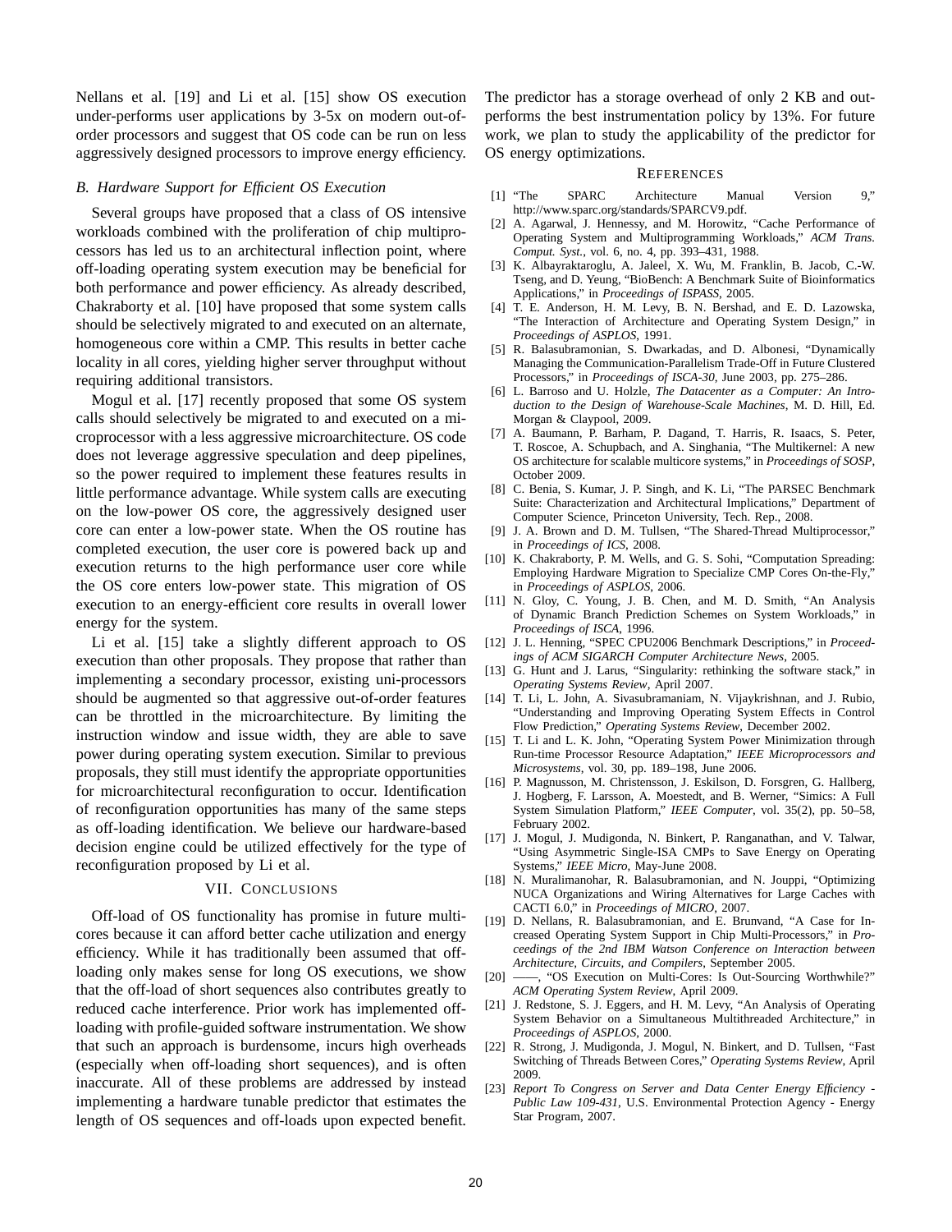Nellans et al. [19] and Li et al. [15] show OS execution under-performs user applications by 3-5x on modern out-of-order processors and suggest that OS code can be run on less aggressively designed processors to improve energy efficiency.

### B. Hardware Support for Efficient OS Execution

Several groups have proposed that a class of OS intensive workloads combined with the proliferation of chip multiprocessors has led us to an architectural inflection point, where off-loading operating system execution may be beneficial for both performance and power efficiency. As already described, Chakraborty et al. [10] have proposed that some system calls should be selectively migrated to and executed on an alternate, homogeneous core within a CMP. This results in better cache locality in all cores, yielding higher server throughput without requiring additional transistors.

Mogul et al. [17] recently proposed that some OS system calls should selectively be migrated to and executed on a microprocessor with a less aggressive microarchitecture. OS code does not leverage aggressive speculation and deep pipelines, so the power required to implement these features results in little performance advantage. While system calls are executing on the low-power OS core, the aggressively designed user core can enter a low-power state. When the OS routine has completed execution, the user core is powered back up and execution returns to the high performance user core while the OS core enters low-power state. This migration of OS execution to an energy-efficient core results in overall lower energy for the system.

Li et al. [15] take a slightly different approach to OS execution than other proposals. They propose that rather than implementing a secondary processor, existing uni-processors should be augmented so that aggressive out-of-order features can be throttled in the microarchitecture. By limiting the instruction window and issue width, they are able to save power during operating system execution. Similar to previous proposals, they still must identify the appropriate opportunities for microarchitectural reconfiguration to occur. Identification of reconfiguration opportunities has many of the same steps as off-loading identification. We believe our hardware-based decision engine could be utilized effectively for the type of reconfiguration proposed by Li et al.

## VII. Conclusions

Off-load of OS functionality has promise in future multi-cores because it can afford better cache utilization and energy efficiency. While it has traditionally been assumed that off-loading only makes sense for long OS executions, we show that the off-load of short sequences also contributes greatly to reduced cache interference. Prior work has implemented off-loading with profile-guided software instrumentation. We show that such an approach is burdensome, incurs high overheads (especially when off-loading short sequences), and is often inaccurate. All of these problems are addressed by instead implementing a hardware tunable predictor that estimates the length of OS sequences and off-loads upon expected benefit. The predictor has a storage overhead of only 2 KB and out-performs the best instrumentation policy by 13%. For future work, we plan to study the applicability of the predictor for OS energy optimizations.

## References

[1] "The SPARC Architecture Manual Version 9," http://www.sparc.org/standards/SPARCV9.pdf.

[2] A. Agarwal, J. Hennessy, and M. Horowitz, "Cache Performance of Operating System and Multiprogramming Workloads," *ACM Trans. Comput. Syst.*, vol. 6, no. 4, pp. 393–431, 1988.

[3] K. Albayraktaroglu, A. Jaleel, X. Wu, M. Franklin, B. Jacob, C.-W. Tseng, and D. Yeung, "BioBench: A Benchmark Suite of Bioinformatics Applications," in *Proceedings of ISPASS*, 2005.

[4] T. E. Anderson, H. M. Levy, B. N. Bershad, and E. D. Lazowska, "The Interaction of Architecture and Operating System Design," in *Proceedings of ASPLOS*, 1991.

[5] R. Balasubramonian, S. Dwarkadas, and D. Albonesi, "Dynamically Managing the Communication-Parallelism Trade-Off in Future Clustered Processors," in *Proceedings of ISCA-30*, June 2003, pp. 275–286.

[6] L. Barroso and U. Holzle, *The Datacenter as a Computer: An Introduction to the Design of Warehouse-Scale Machines*, M. D. Hill, Ed. Morgan & Claypool, 2009.

[7] A. Baumann, P. Barham, P. Dagand, T. Harris, R. Isaacs, S. Peter, T. Roscoe, A. Schupbach, and A. Singhania, "The Multikernel: A new OS architecture for scalable multicore systems," in *Proceedings of SOSP*, October 2009.

[8] C. Benia, S. Kumar, J. P. Singh, and K. Li, "The PARSEC Benchmark Suite: Characterization and Architectural Implications," Department of Computer Science, Princeton University, Tech. Rep., 2008.

[9] J. A. Brown and D. M. Tullsen, "The Shared-Thread Multiprocessor," in *Proceedings of ICS*, 2008.

[10] K. Chakraborty, P. M. Wells, and G. S. Sohi, "Computation Spreading: Employing Hardware Migration to Specialize CMP Cores On-the-Fly," in *Proceedings of ASPLOS*, 2006.

[11] N. Gloy, C. Young, J. B. Chen, and M. D. Smith, "An Analysis of Dynamic Branch Prediction Schemes on System Workloads," in *Proceedings of ISCA*, 1996.

[12] J. L. Henning, "SPEC CPU2006 Benchmark Descriptions," in *Proceedings of ACM SIGARCH Computer Architecture News*, 2005.

[13] G. Hunt and J. Larus, "Singularity: rethinking the software stack," in *Operating Systems Review*, April 2007.

[14] T. Li, L. John, A. Sivasubramaniam, N. Vijaykrishnan, and J. Rubio, "Understanding and Improving Operating System Effects in Control Flow Prediction," *Operating Systems Review*, December 2002.

[15] T. Li and L. K. John, "Operating System Power Minimization through Run-time Processor Resource Adaptation," *IEEE Microprocessors and Microsystems*, vol. 30, pp. 189–198, June 2006.

[16] P. Magnusson, M. Christensson, J. Eskilson, D. Forsgren, G. Hallberg, J. Hogberg, F. Larsson, A. Moestedt, and B. Werner, "Simics: A Full System Simulation Platform," *IEEE Computer*, vol. 35(2), pp. 50–58, February 2002.

[17] J. Mogul, J. Mudigonda, N. Binkert, P. Ranganathan, and V. Talwar, "Using Asymmetric Single-ISA CMPs to Save Energy on Operating Systems," *IEEE Micro*, May-June 2008.

[18] N. Muralimanohar, R. Balasubramonian, and N. Jouppi, "Optimizing NUCA Organizations and Wiring Alternatives for Large Caches with CACTI 6.0," in *Proceedings of MICRO*, 2007.

[19] D. Nellans, R. Balasubramonian, and E. Brunvand, "A Case for Increased Operating System Support in Chip Multi-Processors," in *Proceedings of the 2nd IBM Watson Conference on Interaction between Architecture, Circuits, and Compilers*, September 2005.

[20] ——, "OS Execution on Multi-Cores: Is Out-Sourcing Worthwhile?" *ACM Operating System Review*, April 2009.

[21] J. Redstone, S. J. Eggers, and H. M. Levy, "An Analysis of Operating System Behavior on a Simultaneous Multithreaded Architecture," in *Proceedings of ASPLOS*, 2000.

[22] R. Strong, J. Mudigonda, J. Mogul, N. Binkert, and D. Tullsen, "Fast Switching of Threads Between Cores," *Operating Systems Review*, April 2009.

[23] *Report To Congress on Server and Data Center Energy Efficiency - Public Law 109-431*, U.S. Environmental Protection Agency - Energy Star Program, 2007.